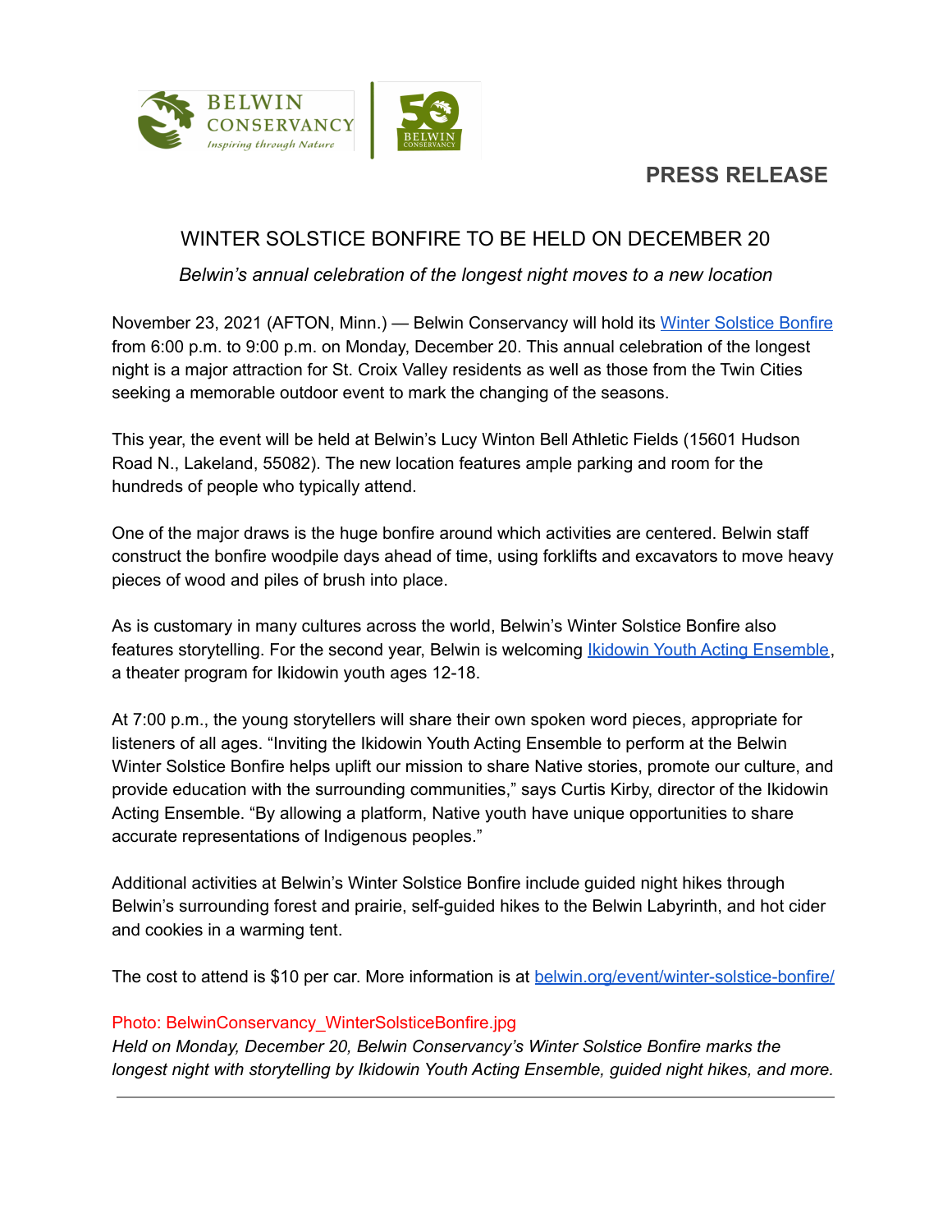BELWIN CONSERVANCY

*Inspiring through Nature*

## PRESS RELEASE

# WINTER SOLSTICE BONFIRE TO BE HELD ON DECEMBER 20

*Belwin's annual celebration of the longest night moves to a new location*

November 23, 2021 (AFTON, Minn.) — Belwin Conservancy will hold its Winter Solstice Bonfire from 6:00 p.m. to 9:00 p.m. on Monday, December 20. This annual celebration of the longest night is a major attraction for St. Croix Valley residents as well as those from the Twin Cities seeking a memorable outdoor event to mark the changing of the seasons.

This year, the event will be held at Belwin's Lucy Winton Bell Athletic Fields (15601 Hudson Road N., Lakeland, 55082). The new location features ample parking and room for the hundreds of people who typically attend.

One of the major draws is the huge bonfire around which activities are centered. Belwin staff construct the bonfire woodpile days ahead of time, using forklifts and excavators to move heavy pieces of wood and piles of brush into place.

As is customary in many cultures across the world, Belwin's Winter Solstice Bonfire also features storytelling. For the second year, Belwin is welcoming Ikidowin Youth Acting Ensemble, a theater program for Ikidowin youth ages 12-18.

At 7:00 p.m., the young storytellers will share their own spoken word pieces, appropriate for listeners of all ages. "Inviting the Ikidowin Youth Acting Ensemble to perform at the Belwin Winter Solstice Bonfire helps uplift our mission to share Native stories, promote our culture, and provide education with the surrounding communities," says Curtis Kirby, director of the Ikidowin Acting Ensemble. "By allowing a platform, Native youth have unique opportunities to share accurate representations of Indigenous peoples."

Additional activities at Belwin's Winter Solstice Bonfire include guided night hikes through Belwin's surrounding forest and prairie, self-guided hikes to the Belwin Labyrinth, and hot cider and cookies in a warming tent.

The cost to attend is $10 per car. More information is at belwin.org/event/winter-solstice-bonfire/

Photo: BelwinConservancy_WinterSolsticeBonfire.jpg

*Held on Monday, December 20, Belwin Conservancy's Winter Solstice Bonfire marks the longest night with storytelling by Ikidowin Youth Acting Ensemble, guided night hikes, and more.*

---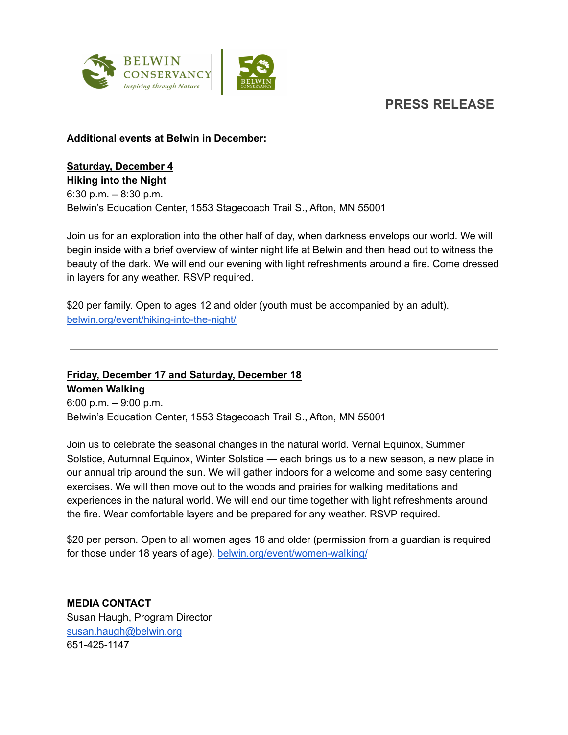PRESS RELEASE

**Additional events at Belwin in December:**

**Saturday, December 4**
**Hiking into the Night**
6:30 p.m. – 8:30 p.m.
Belwin's Education Center, 1553 Stagecoach Trail S., Afton, MN 55001

Join us for an exploration into the other half of day, when darkness envelops our world. We will begin inside with a brief overview of winter night life at Belwin and then head out to witness the beauty of the dark. We will end our evening with light refreshments around a fire. Come dressed in layers for any weather. RSVP required.

$20 per family. Open to ages 12 and older (youth must be accompanied by an adult). [belwin.org/event/hiking-into-the-night/](belwin.org/event/hiking-into-the-night/)

---

**Friday, December 17 and Saturday, December 18**
**Women Walking**
6:00 p.m. – 9:00 p.m.
Belwin's Education Center, 1553 Stagecoach Trail S., Afton, MN 55001

Join us to celebrate the seasonal changes in the natural world. Vernal Equinox, Summer Solstice, Autumnal Equinox, Winter Solstice — each brings us to a new season, a new place in our annual trip around the sun. We will gather indoors for a welcome and some easy centering exercises. We will then move out to the woods and prairies for walking meditations and experiences in the natural world. We will end our time together with light refreshments around the fire. Wear comfortable layers and be prepared for any weather. RSVP required.

$20 per person. Open to all women ages 16 and older (permission from a guardian is required for those under 18 years of age). [belwin.org/event/women-walking/](belwin.org/event/women-walking/)

---

**MEDIA CONTACT**
Susan Haugh, Program Director
[susan.haugh@belwin.org](mailto:susan.haugh@belwin.org)
651-425-1147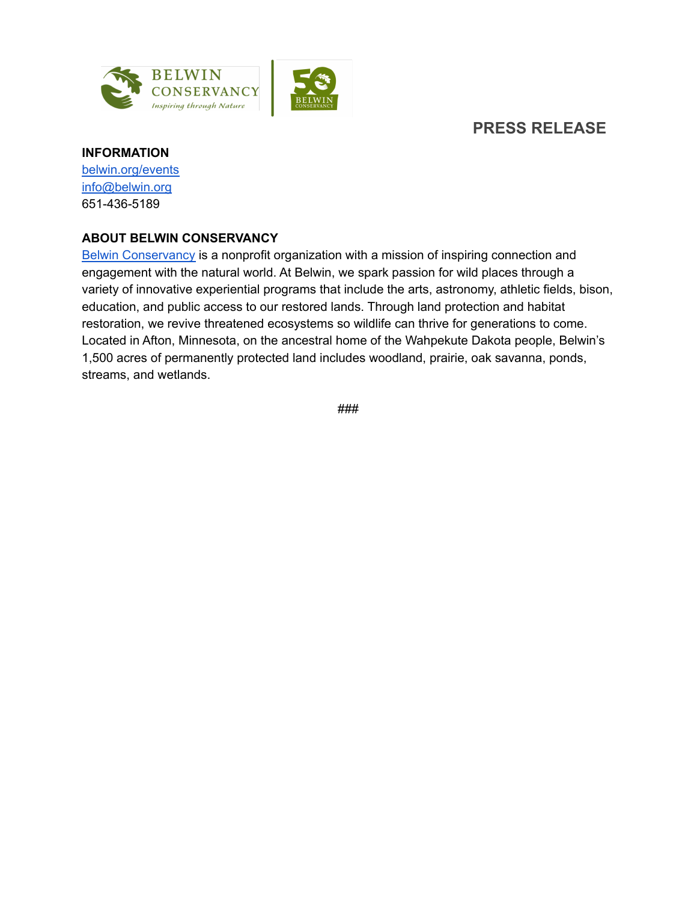**PRESS RELEASE**

**INFORMATION**
belwin.org/events
info@belwin.org
651-436-5189

**ABOUT BELWIN CONSERVANCY**

Belwin Conservancy is a nonprofit organization with a mission of inspiring connection and engagement with the natural world. At Belwin, we spark passion for wild places through a variety of innovative experiential programs that include the arts, astronomy, athletic fields, bison, education, and public access to our restored lands. Through land protection and habitat restoration, we revive threatened ecosystems so wildlife can thrive for generations to come. Located in Afton, Minnesota, on the ancestral home of the Wahpekute Dakota people, Belwin's 1,500 acres of permanently protected land includes woodland, prairie, oak savanna, ponds, streams, and wetlands.

###